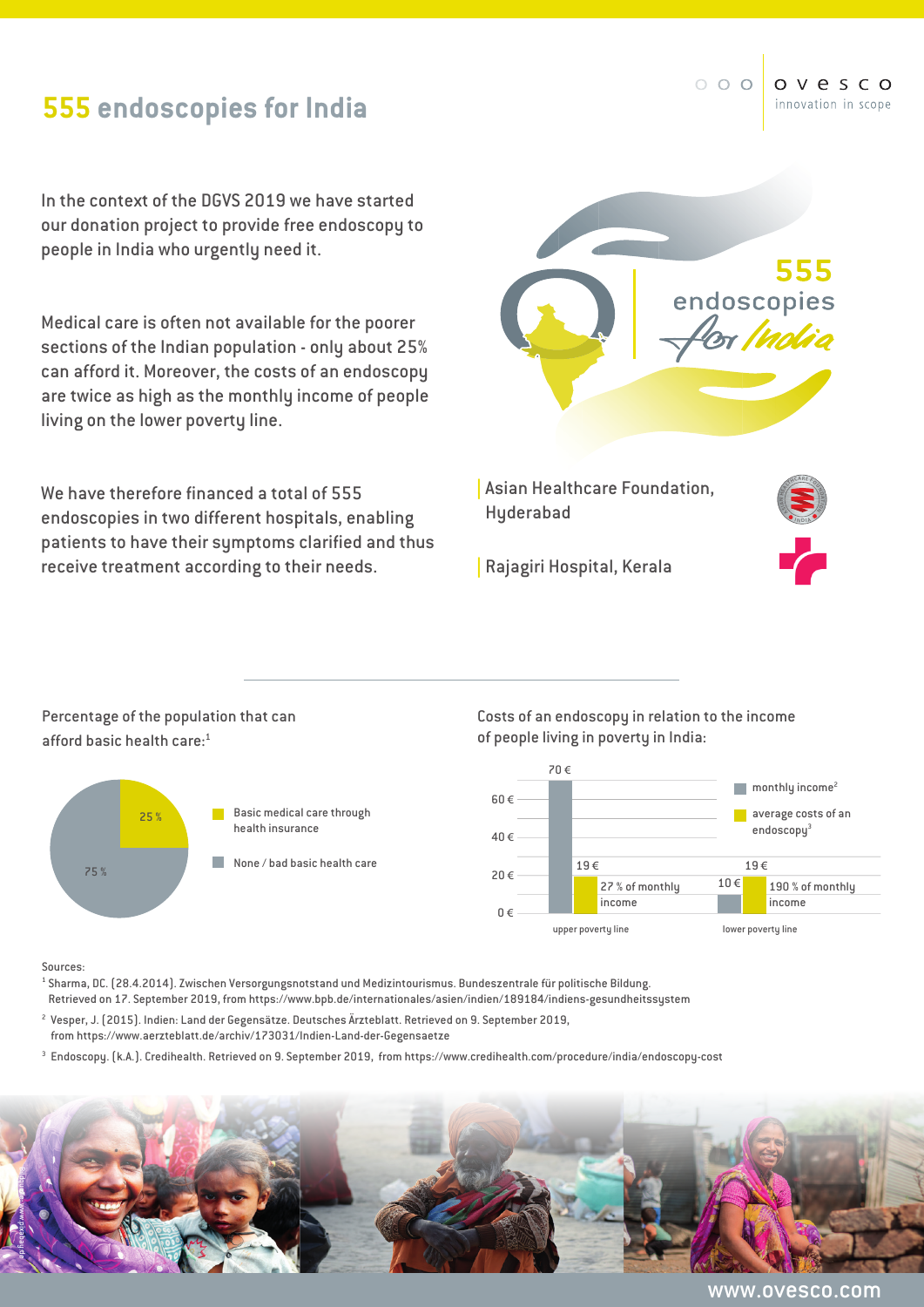# 555 endoscopies for India

In the context of the DGVS 2019 we have started our donation project to provide free endoscopy to people in India who urgently need it.

Medical care is often not available for the poorer sections of the Indian population - only about 25% can afford it. Moreover, the costs of an endoscopy are twice as high as the monthly income of people living on the lower poverty line.

We have therefore financed a total of 555 endoscopies in two different hospitals, enabling patients to have their symptoms clarified and thus receive treatment according to their needs.

555 endoscopies for India

- Asian Healthcare Foundation, Hyderabad
- Rajagiri Hospital, Kerala

---

Percentage of the population that can afford basic health care:[1]

| Category | Share |
|---|---|
| Basic medical care through health insurance | 25 % |
| None / bad basic health care | 75 % |

Costs of an endoscopy in relation to the income of people living in poverty in India:

| | monthly income[2] | average costs of an endoscopy[3] | |
|---|---|---|---|
| upper poverty line | 70 € | 19 € | 27 % of monthly income |
| lower poverty line | 10 € | 19 € | 190 % of monthly income |

Sources:

[1] Sharma, DC. (28.4.2014). Zwischen Versorgungsnotstand und Medizintourismus. Bundeszentrale für politische Bildung. Retrieved on 17. September 2019, from https://www.bpb.de/internationales/asien/indien/189184/indiens-gesundheitssystem

[2] Vesper, J. (2015). Indien: Land der Gegensätze. Deutsches Ärzteblatt. Retrieved on 9. September 2019, from https://www.aerzteblatt.de/archiv/173031/Indien-Land-der-Gegensaetze

[3] Endoscopy. (k.A.). Credihealth. Retrieved on 9. September 2019, from https://www.credihealth.com/procedure/india/endoscopy-cost

www.ovesco.com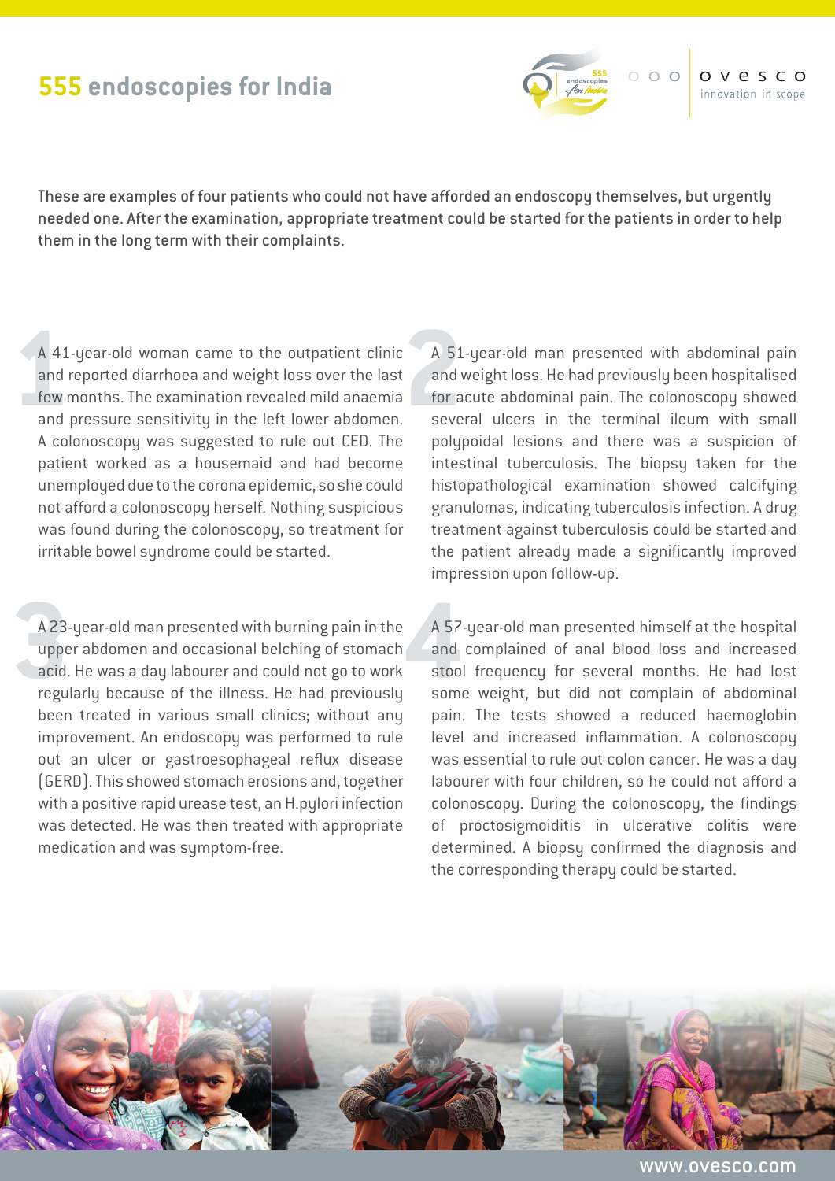# 555 endoscopies for India

These are examples of four patients who could not have afforded an endoscopy themselves, but urgently needed one. After the examination, appropriate treatment could be started for the patients in order to help them in the long term with their complaints.

**1**

A 41-year-old woman came to the outpatient clinic and reported diarrhoea and weight loss over the last few months. The examination revealed mild anaemia and pressure sensitivity in the left lower abdomen. A colonoscopy was suggested to rule out CED. The patient worked as a housemaid and had become unemployed due to the corona epidemic, so she could not afford a colonoscopy herself. Nothing suspicious was found during the colonoscopy, so treatment for irritable bowel syndrome could be started.

**2**

A 51-year-old man presented with abdominal pain and weight loss. He had previously been hospitalised for acute abdominal pain. The colonoscopy showed several ulcers in the terminal ileum with small polypoidal lesions and there was a suspicion of intestinal tuberculosis. The biopsy taken for the histopathological examination showed calcifying granulomas, indicating tuberculosis infection. A drug treatment against tuberculosis could be started and the patient already made a significantly improved impression upon follow-up.

**3**

A 23-year-old man presented with burning pain in the upper abdomen and occasional belching of stomach acid. He was a day labourer and could not go to work regularly because of the illness. He had previously been treated in various small clinics; without any improvement. An endoscopy was performed to rule out an ulcer or gastroesophageal reflux disease (GERD). This showed stomach erosions and, together with a positive rapid urease test, an H.pylori infection was detected. He was then treated with appropriate medication and was symptom-free.

**4**

A 57-year-old man presented himself at the hospital and complained of anal blood loss and increased stool frequency for several months. He had lost some weight, but did not complain of abdominal pain. The tests showed a reduced haemoglobin level and increased inflammation. A colonoscopy was essential to rule out colon cancer. He was a day labourer with four children, so he could not afford a colonoscopy. During the colonoscopy, the findings of proctosigmoiditis in ulcerative colitis were determined. A biopsy confirmed the diagnosis and the corresponding therapy could be started.

www.ovesco.com